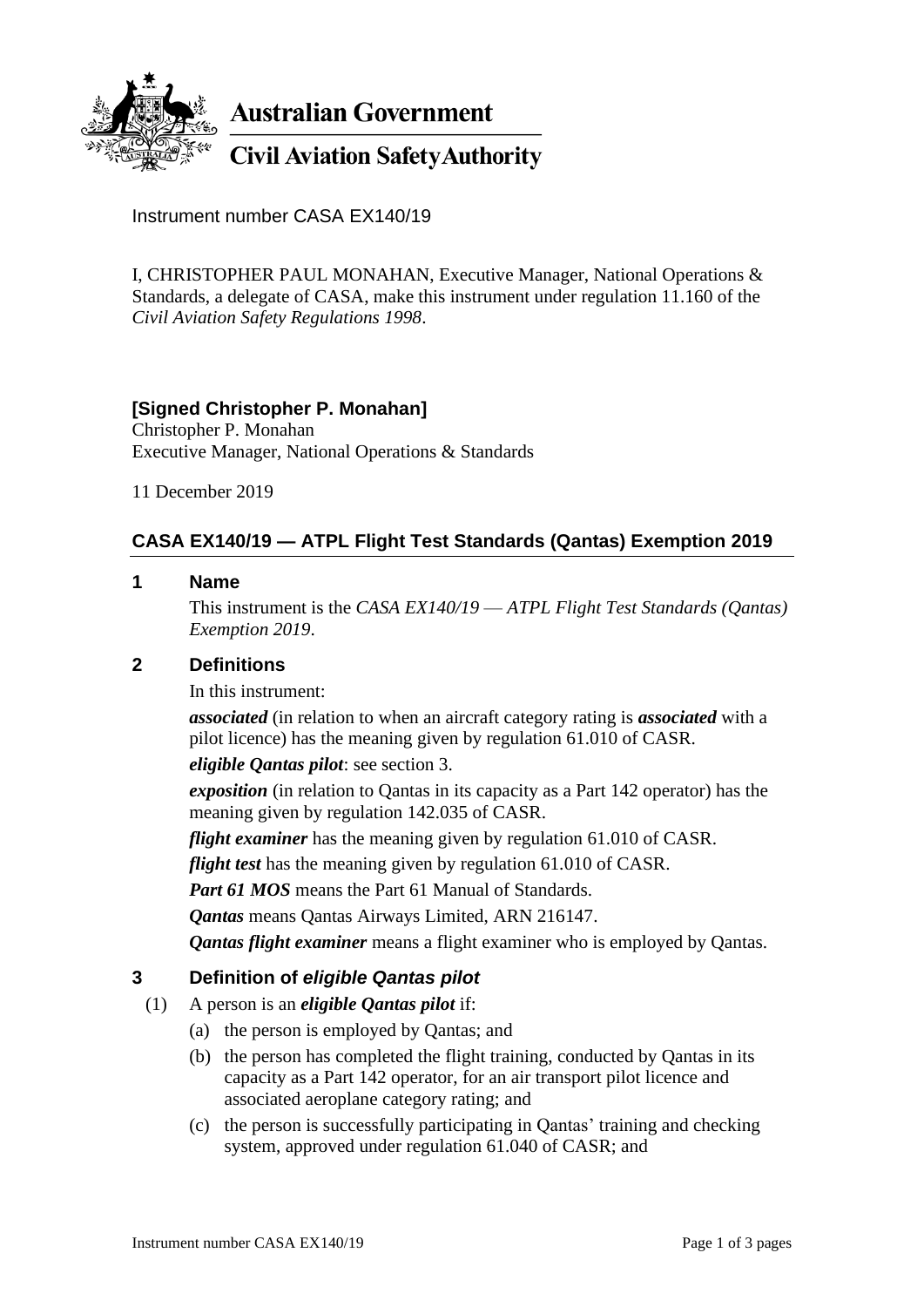**Australian Government**

**Civil Aviation Safety Authority**

Instrument number CASA EX140/19

I, CHRISTOPHER PAUL MONAHAN, Executive Manager, National Operations & Standards, a delegate of CASA, make this instrument under regulation 11.160 of the *Civil Aviation Safety Regulations 1998*.

**[Signed Christopher P. Monahan]**
Christopher P. Monahan
Executive Manager, National Operations & Standards

11 December 2019

## CASA EX140/19 — ATPL Flight Test Standards (Qantas) Exemption 2019

### 1 Name

This instrument is the *CASA EX140/19 — ATPL Flight Test Standards (Qantas) Exemption 2019*.

### 2 Definitions

In this instrument:

***associated*** (in relation to when an aircraft category rating is ***associated*** with a pilot licence) has the meaning given by regulation 61.010 of CASR.

***eligible Qantas pilot***: see section 3.

***exposition*** (in relation to Qantas in its capacity as a Part 142 operator) has the meaning given by regulation 142.035 of CASR.

***flight examiner*** has the meaning given by regulation 61.010 of CASR.

***flight test*** has the meaning given by regulation 61.010 of CASR.

***Part 61 MOS*** means the Part 61 Manual of Standards.

***Qantas*** means Qantas Airways Limited, ARN 216147.

***Qantas flight examiner*** means a flight examiner who is employed by Qantas.

### 3 Definition of *eligible Qantas pilot*

(1) A person is an ***eligible Qantas pilot*** if:

(a) the person is employed by Qantas; and

(b) the person has completed the flight training, conducted by Qantas in its capacity as a Part 142 operator, for an air transport pilot licence and associated aeroplane category rating; and

(c) the person is successfully participating in Qantas' training and checking system, approved under regulation 61.040 of CASR; and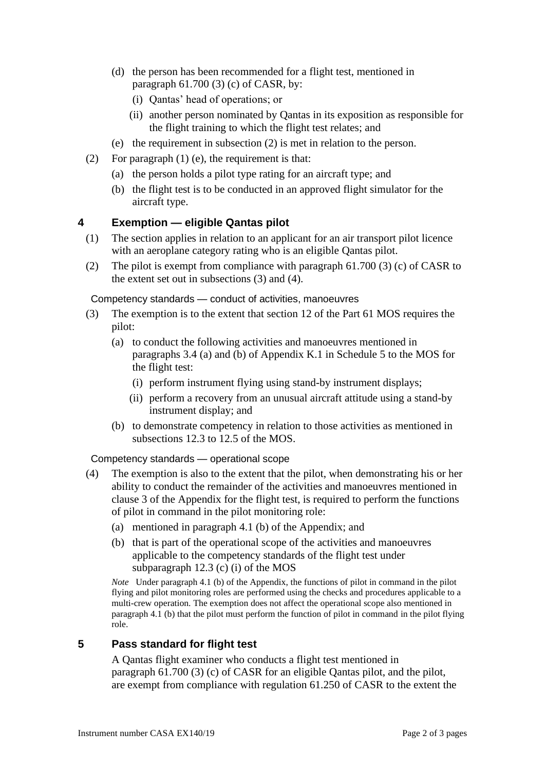(d) the person has been recommended for a flight test, mentioned in paragraph 61.700 (3) (c) of CASR, by:

  (i) Qantas' head of operations; or

  (ii) another person nominated by Qantas in its exposition as responsible for the flight training to which the flight test relates; and

(e) the requirement in subsection (2) is met in relation to the person.

(2) For paragraph (1) (e), the requirement is that:

  (a) the person holds a pilot type rating for an aircraft type; and

  (b) the flight test is to be conducted in an approved flight simulator for the aircraft type.

## 4 Exemption — eligible Qantas pilot

(1) The section applies in relation to an applicant for an air transport pilot licence with an aeroplane category rating who is an eligible Qantas pilot.

(2) The pilot is exempt from compliance with paragraph 61.700 (3) (c) of CASR to the extent set out in subsections (3) and (4).

Competency standards — conduct of activities, manoeuvres

(3) The exemption is to the extent that section 12 of the Part 61 MOS requires the pilot:

  (a) to conduct the following activities and manoeuvres mentioned in paragraphs 3.4 (a) and (b) of Appendix K.1 in Schedule 5 to the MOS for the flight test:

    (i) perform instrument flying using stand-by instrument displays;

    (ii) perform a recovery from an unusual aircraft attitude using a stand-by instrument display; and

  (b) to demonstrate competency in relation to those activities as mentioned in subsections 12.3 to 12.5 of the MOS.

Competency standards — operational scope

(4) The exemption is also to the extent that the pilot, when demonstrating his or her ability to conduct the remainder of the activities and manoeuvres mentioned in clause 3 of the Appendix for the flight test, is required to perform the functions of pilot in command in the pilot monitoring role:

  (a) mentioned in paragraph 4.1 (b) of the Appendix; and

  (b) that is part of the operational scope of the activities and manoeuvres applicable to the competency standards of the flight test under subparagraph 12.3 (c) (i) of the MOS

*Note* Under paragraph 4.1 (b) of the Appendix, the functions of pilot in command in the pilot flying and pilot monitoring roles are performed using the checks and procedures applicable to a multi-crew operation. The exemption does not affect the operational scope also mentioned in paragraph 4.1 (b) that the pilot must perform the function of pilot in command in the pilot flying role.

## 5 Pass standard for flight test

A Qantas flight examiner who conducts a flight test mentioned in paragraph 61.700 (3) (c) of CASR for an eligible Qantas pilot, and the pilot, are exempt from compliance with regulation 61.250 of CASR to the extent the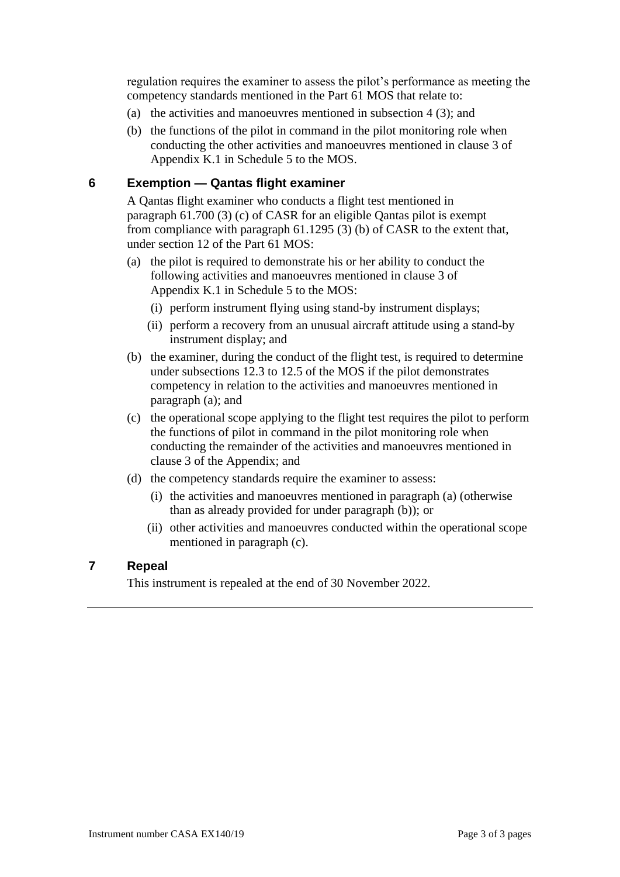regulation requires the examiner to assess the pilot's performance as meeting the competency standards mentioned in the Part 61 MOS that relate to:

(a) the activities and manoeuvres mentioned in subsection 4 (3); and

(b) the functions of the pilot in command in the pilot monitoring role when conducting the other activities and manoeuvres mentioned in clause 3 of Appendix K.1 in Schedule 5 to the MOS.

## 6 Exemption — Qantas flight examiner

A Qantas flight examiner who conducts a flight test mentioned in paragraph 61.700 (3) (c) of CASR for an eligible Qantas pilot is exempt from compliance with paragraph 61.1295 (3) (b) of CASR to the extent that, under section 12 of the Part 61 MOS:

(a) the pilot is required to demonstrate his or her ability to conduct the following activities and manoeuvres mentioned in clause 3 of Appendix K.1 in Schedule 5 to the MOS:

  (i) perform instrument flying using stand-by instrument displays;

  (ii) perform a recovery from an unusual aircraft attitude using a stand-by instrument display; and

(b) the examiner, during the conduct of the flight test, is required to determine under subsections 12.3 to 12.5 of the MOS if the pilot demonstrates competency in relation to the activities and manoeuvres mentioned in paragraph (a); and

(c) the operational scope applying to the flight test requires the pilot to perform the functions of pilot in command in the pilot monitoring role when conducting the remainder of the activities and manoeuvres mentioned in clause 3 of the Appendix; and

(d) the competency standards require the examiner to assess:

  (i) the activities and manoeuvres mentioned in paragraph (a) (otherwise than as already provided for under paragraph (b)); or

  (ii) other activities and manoeuvres conducted within the operational scope mentioned in paragraph (c).

## 7 Repeal

This instrument is repealed at the end of 30 November 2022.

---